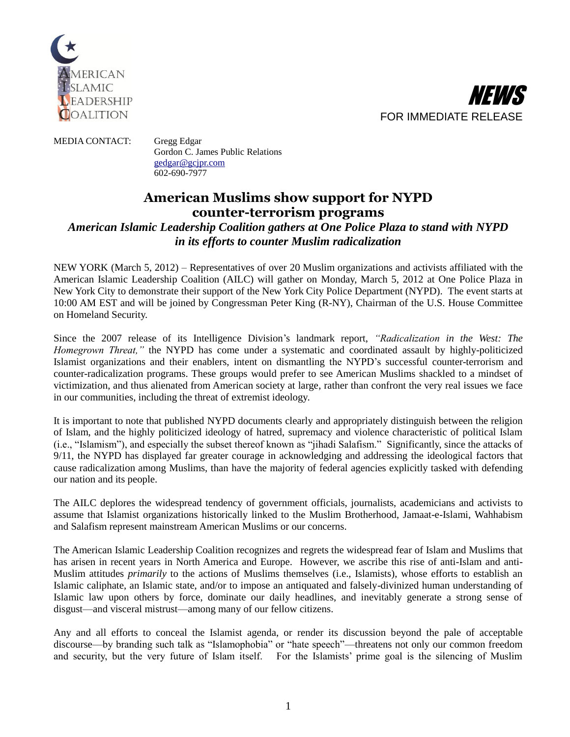AMERICAN ISLAMIC LEADERSHIP COALITION

*NEWS*

FOR IMMEDIATE RELEASE

MEDIA CONTACT: Gregg Edgar
Gordon C. James Public Relations
gedgar@gcjpr.com
602-690-7977

# American Muslims show support for NYPD counter-terrorism programs

### *American Islamic Leadership Coalition gathers at One Police Plaza to stand with NYPD in its efforts to counter Muslim radicalization*

NEW YORK (March 5, 2012) – Representatives of over 20 Muslim organizations and activists affiliated with the American Islamic Leadership Coalition (AILC) will gather on Monday, March 5, 2012 at One Police Plaza in New York City to demonstrate their support of the New York City Police Department (NYPD). The event starts at 10:00 AM EST and will be joined by Congressman Peter King (R-NY), Chairman of the U.S. House Committee on Homeland Security.

Since the 2007 release of its Intelligence Division's landmark report, *"Radicalization in the West: The Homegrown Threat,"* the NYPD has come under a systematic and coordinated assault by highly-politicized Islamist organizations and their enablers, intent on dismantling the NYPD's successful counter-terrorism and counter-radicalization programs. These groups would prefer to see American Muslims shackled to a mindset of victimization, and thus alienated from American society at large, rather than confront the very real issues we face in our communities, including the threat of extremist ideology.

It is important to note that published NYPD documents clearly and appropriately distinguish between the religion of Islam, and the highly politicized ideology of hatred, supremacy and violence characteristic of political Islam (i.e., "Islamism"), and especially the subset thereof known as "jihadi Salafism." Significantly, since the attacks of 9/11, the NYPD has displayed far greater courage in acknowledging and addressing the ideological factors that cause radicalization among Muslims, than have the majority of federal agencies explicitly tasked with defending our nation and its people.

The AILC deplores the widespread tendency of government officials, journalists, academicians and activists to assume that Islamist organizations historically linked to the Muslim Brotherhood, Jamaat-e-Islami, Wahhabism and Salafism represent mainstream American Muslims or our concerns.

The American Islamic Leadership Coalition recognizes and regrets the widespread fear of Islam and Muslims that has arisen in recent years in North America and Europe. However, we ascribe this rise of anti-Islam and anti-Muslim attitudes *primarily* to the actions of Muslims themselves (i.e., Islamists), whose efforts to establish an Islamic caliphate, an Islamic state, and/or to impose an antiquated and falsely-divinized human understanding of Islamic law upon others by force, dominate our daily headlines, and inevitably generate a strong sense of disgust—and visceral mistrust—among many of our fellow citizens.

Any and all efforts to conceal the Islamist agenda, or render its discussion beyond the pale of acceptable discourse—by branding such talk as "Islamophobia" or "hate speech"—threatens not only our common freedom and security, but the very future of Islam itself. For the Islamists' prime goal is the silencing of Muslim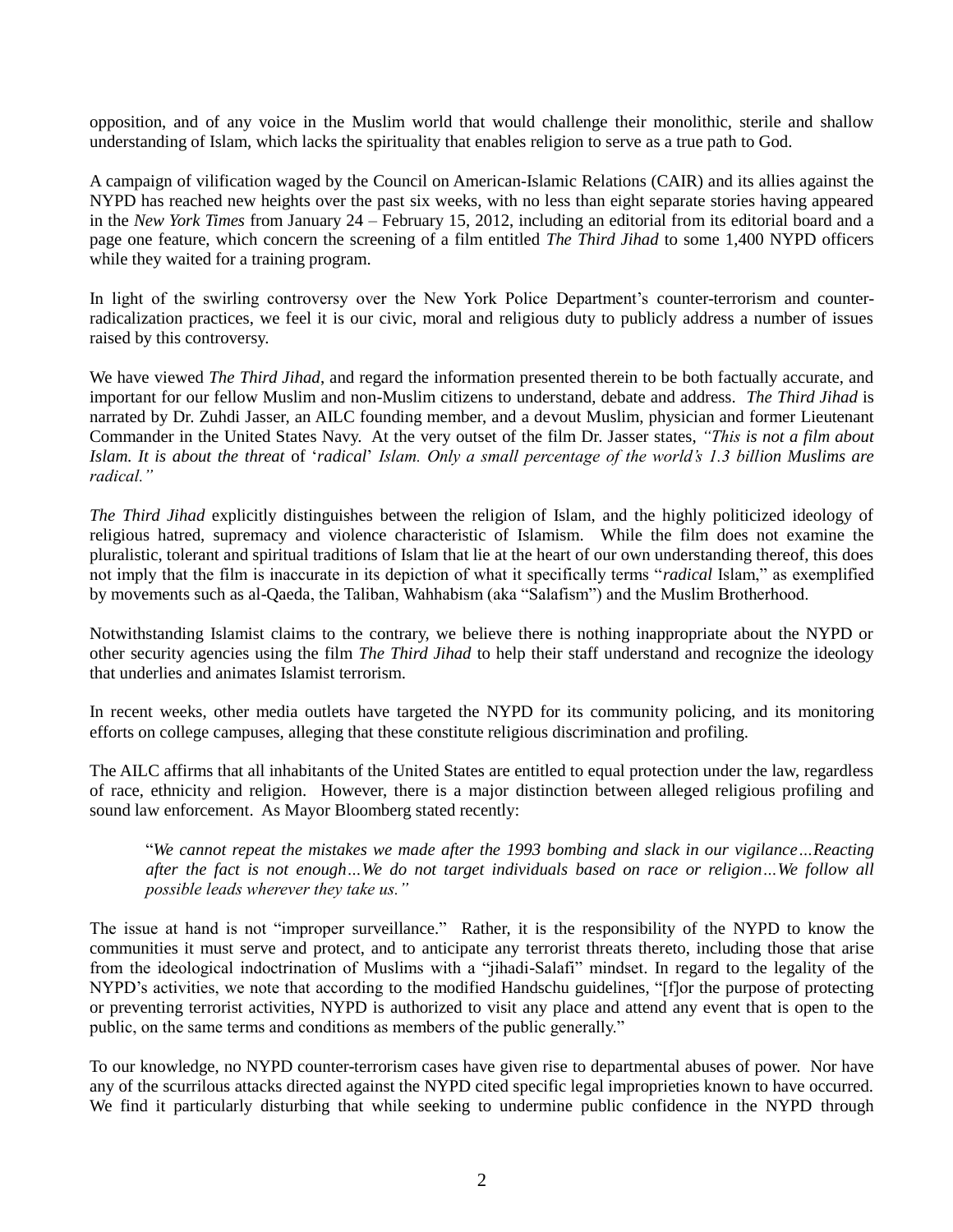opposition, and of any voice in the Muslim world that would challenge their monolithic, sterile and shallow understanding of Islam, which lacks the spirituality that enables religion to serve as a true path to God.

A campaign of vilification waged by the Council on American-Islamic Relations (CAIR) and its allies against the NYPD has reached new heights over the past six weeks, with no less than eight separate stories having appeared in the *New York Times* from January 24 – February 15, 2012, including an editorial from its editorial board and a page one feature, which concern the screening of a film entitled *The Third Jihad* to some 1,400 NYPD officers while they waited for a training program.

In light of the swirling controversy over the New York Police Department's counter-terrorism and counter-radicalization practices, we feel it is our civic, moral and religious duty to publicly address a number of issues raised by this controversy.

We have viewed *The Third Jihad*, and regard the information presented therein to be both factually accurate, and important for our fellow Muslim and non-Muslim citizens to understand, debate and address. *The Third Jihad* is narrated by Dr. Zuhdi Jasser, an AILC founding member, and a devout Muslim, physician and former Lieutenant Commander in the United States Navy. At the very outset of the film Dr. Jasser states, *"This is not a film about Islam. It is about the threat* of '*radical*' *Islam. Only a small percentage of the world's 1.3 billion Muslims are radical."*

*The Third Jihad* explicitly distinguishes between the religion of Islam, and the highly politicized ideology of religious hatred, supremacy and violence characteristic of Islamism. While the film does not examine the pluralistic, tolerant and spiritual traditions of Islam that lie at the heart of our own understanding thereof, this does not imply that the film is inaccurate in its depiction of what it specifically terms "*radical* Islam," as exemplified by movements such as al-Qaeda, the Taliban, Wahhabism (aka "Salafism") and the Muslim Brotherhood.

Notwithstanding Islamist claims to the contrary, we believe there is nothing inappropriate about the NYPD or other security agencies using the film *The Third Jihad* to help their staff understand and recognize the ideology that underlies and animates Islamist terrorism.

In recent weeks, other media outlets have targeted the NYPD for its community policing, and its monitoring efforts on college campuses, alleging that these constitute religious discrimination and profiling.

The AILC affirms that all inhabitants of the United States are entitled to equal protection under the law, regardless of race, ethnicity and religion. However, there is a major distinction between alleged religious profiling and sound law enforcement. As Mayor Bloomberg stated recently:

> "*We cannot repeat the mistakes we made after the 1993 bombing and slack in our vigilance…Reacting after the fact is not enough…We do not target individuals based on race or religion…We follow all possible leads wherever they take us."*

The issue at hand is not "improper surveillance." Rather, it is the responsibility of the NYPD to know the communities it must serve and protect, and to anticipate any terrorist threats thereto, including those that arise from the ideological indoctrination of Muslims with a "jihadi-Salafi" mindset. In regard to the legality of the NYPD's activities, we note that according to the modified Handschu guidelines, "[f]or the purpose of protecting or preventing terrorist activities, NYPD is authorized to visit any place and attend any event that is open to the public, on the same terms and conditions as members of the public generally."

To our knowledge, no NYPD counter-terrorism cases have given rise to departmental abuses of power. Nor have any of the scurrilous attacks directed against the NYPD cited specific legal improprieties known to have occurred. We find it particularly disturbing that while seeking to undermine public confidence in the NYPD through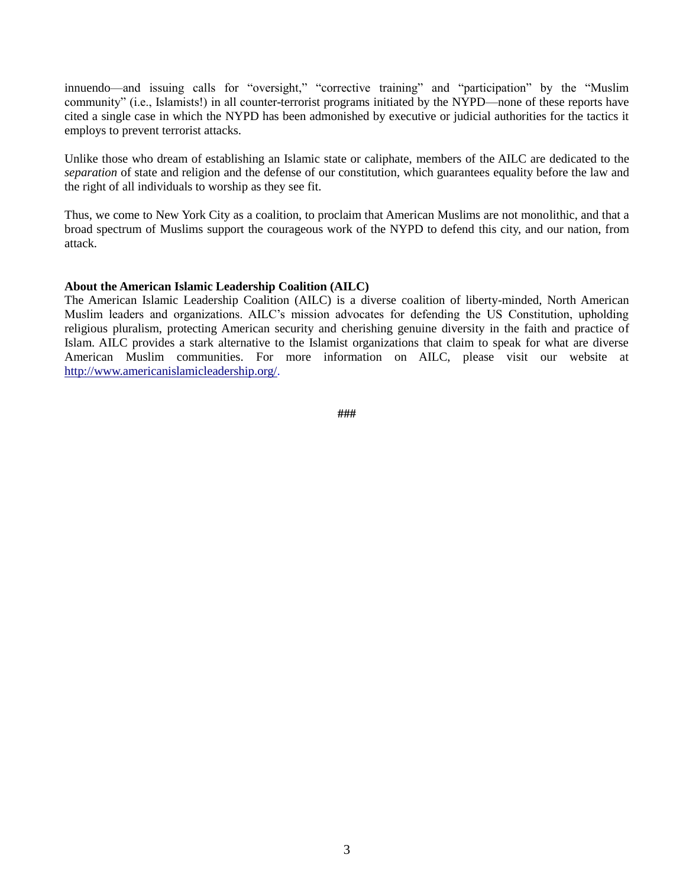innuendo—and issuing calls for "oversight," "corrective training" and "participation" by the "Muslim community" (i.e., Islamists!) in all counter-terrorist programs initiated by the NYPD—none of these reports have cited a single case in which the NYPD has been admonished by executive or judicial authorities for the tactics it employs to prevent terrorist attacks.

Unlike those who dream of establishing an Islamic state or caliphate, members of the AILC are dedicated to the *separation* of state and religion and the defense of our constitution, which guarantees equality before the law and the right of all individuals to worship as they see fit.

Thus, we come to New York City as a coalition, to proclaim that American Muslims are not monolithic, and that a broad spectrum of Muslims support the courageous work of the NYPD to defend this city, and our nation, from attack.

**About the American Islamic Leadership Coalition (AILC)**

The American Islamic Leadership Coalition (AILC) is a diverse coalition of liberty-minded, North American Muslim leaders and organizations. AILC's mission advocates for defending the US Constitution, upholding religious pluralism, protecting American security and cherishing genuine diversity in the faith and practice of Islam. AILC provides a stark alternative to the Islamist organizations that claim to speak for what are diverse American Muslim communities. For more information on AILC, please visit our website at http://www.americanislamicleadership.org/.

###